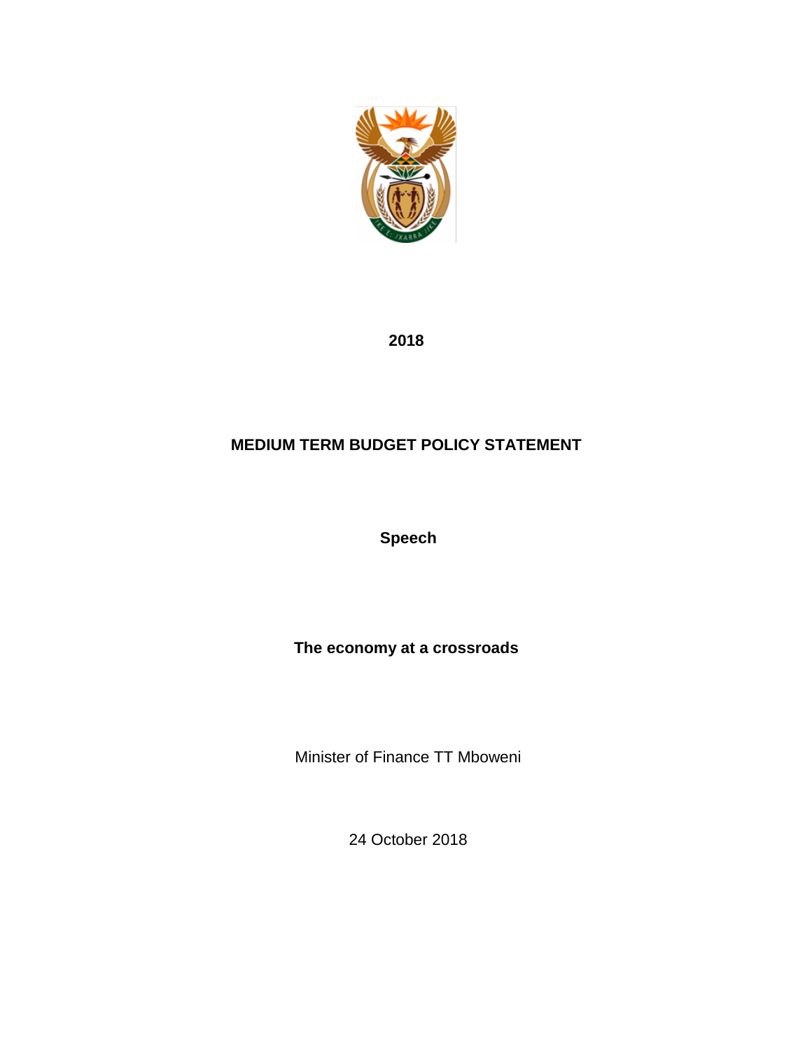**2018**

# MEDIUM TERM BUDGET POLICY STATEMENT

**Speech**

**The economy at a crossroads**

Minister of Finance TT Mboweni

24 October 2018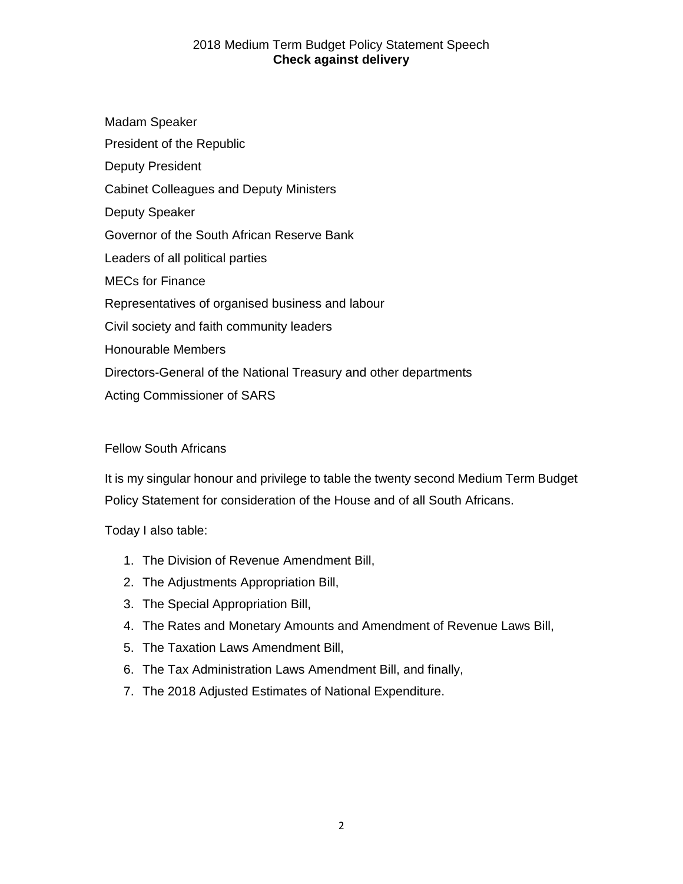Madam Speaker

President of the Republic

Deputy President

Cabinet Colleagues and Deputy Ministers

Deputy Speaker

Governor of the South African Reserve Bank

Leaders of all political parties

MECs for Finance

Representatives of organised business and labour

Civil society and faith community leaders

Honourable Members

Directors-General of the National Treasury and other departments

Acting Commissioner of SARS

Fellow South Africans

It is my singular honour and privilege to table the twenty second Medium Term Budget Policy Statement for consideration of the House and of all South Africans.

Today I also table:

1. The Division of Revenue Amendment Bill,
2. The Adjustments Appropriation Bill,
3. The Special Appropriation Bill,
4. The Rates and Monetary Amounts and Amendment of Revenue Laws Bill,
5. The Taxation Laws Amendment Bill,
6. The Tax Administration Laws Amendment Bill, and finally,
7. The 2018 Adjusted Estimates of National Expenditure.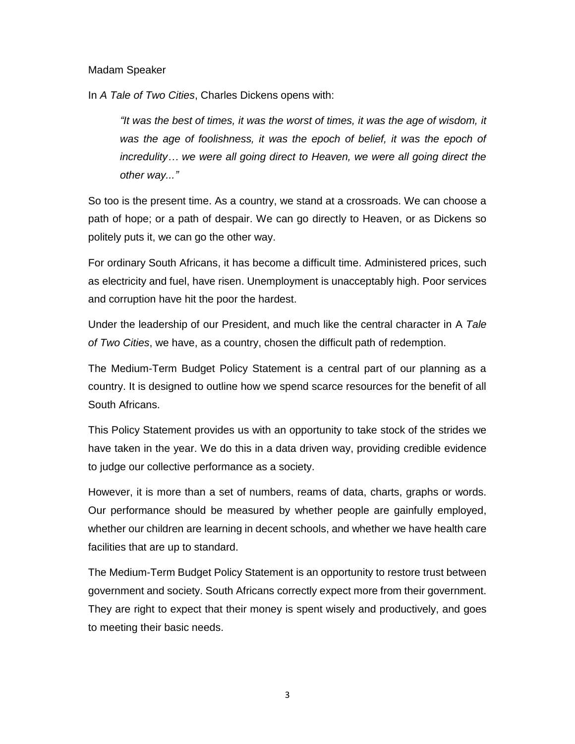Madam Speaker

In *A Tale of Two Cities*, Charles Dickens opens with:

> *"It was the best of times, it was the worst of times, it was the age of wisdom, it was the age of foolishness, it was the epoch of belief, it was the epoch of incredulity… we were all going direct to Heaven, we were all going direct the other way..."*

So too is the present time. As a country, we stand at a crossroads. We can choose a path of hope; or a path of despair. We can go directly to Heaven, or as Dickens so politely puts it, we can go the other way.

For ordinary South Africans, it has become a difficult time. Administered prices, such as electricity and fuel, have risen. Unemployment is unacceptably high. Poor services and corruption have hit the poor the hardest.

Under the leadership of our President, and much like the central character in A *Tale of Two Cities*, we have, as a country, chosen the difficult path of redemption.

The Medium-Term Budget Policy Statement is a central part of our planning as a country. It is designed to outline how we spend scarce resources for the benefit of all South Africans.

This Policy Statement provides us with an opportunity to take stock of the strides we have taken in the year. We do this in a data driven way, providing credible evidence to judge our collective performance as a society.

However, it is more than a set of numbers, reams of data, charts, graphs or words. Our performance should be measured by whether people are gainfully employed, whether our children are learning in decent schools, and whether we have health care facilities that are up to standard.

The Medium-Term Budget Policy Statement is an opportunity to restore trust between government and society. South Africans correctly expect more from their government. They are right to expect that their money is spent wisely and productively, and goes to meeting their basic needs.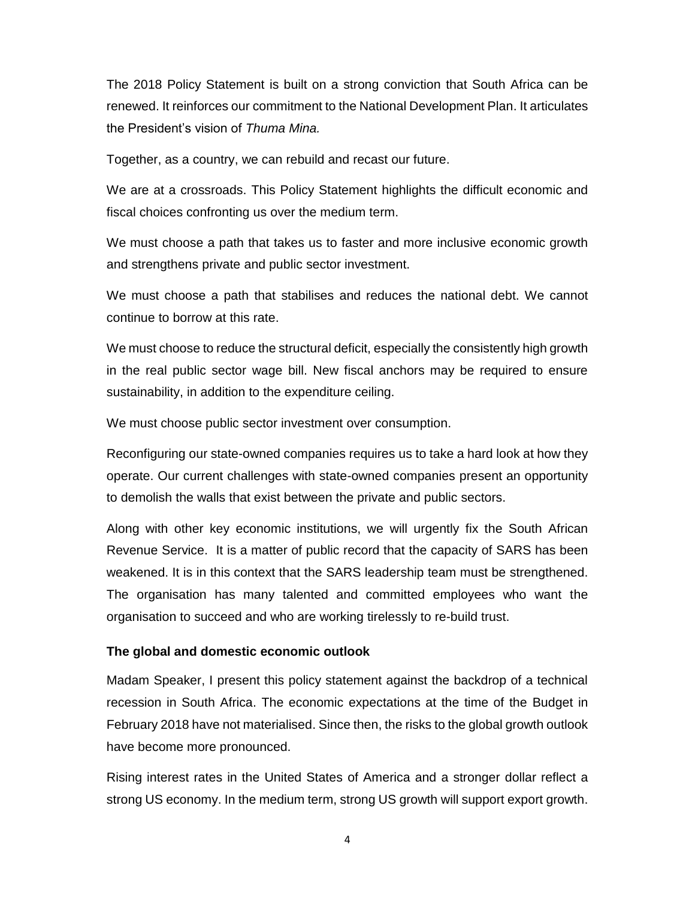The 2018 Policy Statement is built on a strong conviction that South Africa can be renewed. It reinforces our commitment to the National Development Plan. It articulates the President's vision of *Thuma Mina.*

Together, as a country, we can rebuild and recast our future.

We are at a crossroads. This Policy Statement highlights the difficult economic and fiscal choices confronting us over the medium term.

We must choose a path that takes us to faster and more inclusive economic growth and strengthens private and public sector investment.

We must choose a path that stabilises and reduces the national debt. We cannot continue to borrow at this rate.

We must choose to reduce the structural deficit, especially the consistently high growth in the real public sector wage bill. New fiscal anchors may be required to ensure sustainability, in addition to the expenditure ceiling.

We must choose public sector investment over consumption.

Reconfiguring our state-owned companies requires us to take a hard look at how they operate. Our current challenges with state-owned companies present an opportunity to demolish the walls that exist between the private and public sectors.

Along with other key economic institutions, we will urgently fix the South African Revenue Service. It is a matter of public record that the capacity of SARS has been weakened. It is in this context that the SARS leadership team must be strengthened. The organisation has many talented and committed employees who want the organisation to succeed and who are working tirelessly to re-build trust.

**The global and domestic economic outlook**

Madam Speaker, I present this policy statement against the backdrop of a technical recession in South Africa. The economic expectations at the time of the Budget in February 2018 have not materialised. Since then, the risks to the global growth outlook have become more pronounced.

Rising interest rates in the United States of America and a stronger dollar reflect a strong US economy. In the medium term, strong US growth will support export growth.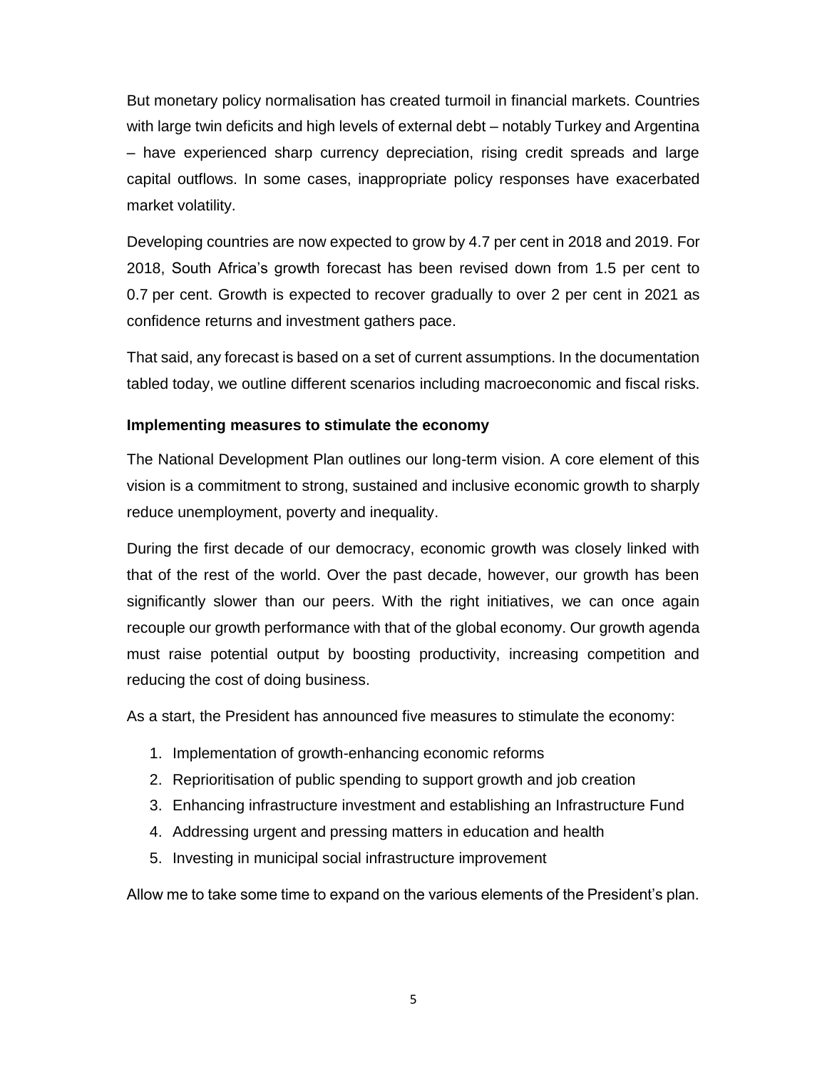But monetary policy normalisation has created turmoil in financial markets. Countries with large twin deficits and high levels of external debt – notably Turkey and Argentina – have experienced sharp currency depreciation, rising credit spreads and large capital outflows. In some cases, inappropriate policy responses have exacerbated market volatility.

Developing countries are now expected to grow by 4.7 per cent in 2018 and 2019. For 2018, South Africa's growth forecast has been revised down from 1.5 per cent to 0.7 per cent. Growth is expected to recover gradually to over 2 per cent in 2021 as confidence returns and investment gathers pace.

That said, any forecast is based on a set of current assumptions. In the documentation tabled today, we outline different scenarios including macroeconomic and fiscal risks.

**Implementing measures to stimulate the economy**

The National Development Plan outlines our long-term vision. A core element of this vision is a commitment to strong, sustained and inclusive economic growth to sharply reduce unemployment, poverty and inequality.

During the first decade of our democracy, economic growth was closely linked with that of the rest of the world. Over the past decade, however, our growth has been significantly slower than our peers. With the right initiatives, we can once again recouple our growth performance with that of the global economy. Our growth agenda must raise potential output by boosting productivity, increasing competition and reducing the cost of doing business.

As a start, the President has announced five measures to stimulate the economy:

1. Implementation of growth-enhancing economic reforms
2. Reprioritisation of public spending to support growth and job creation
3. Enhancing infrastructure investment and establishing an Infrastructure Fund
4. Addressing urgent and pressing matters in education and health
5. Investing in municipal social infrastructure improvement

Allow me to take some time to expand on the various elements of the President's plan.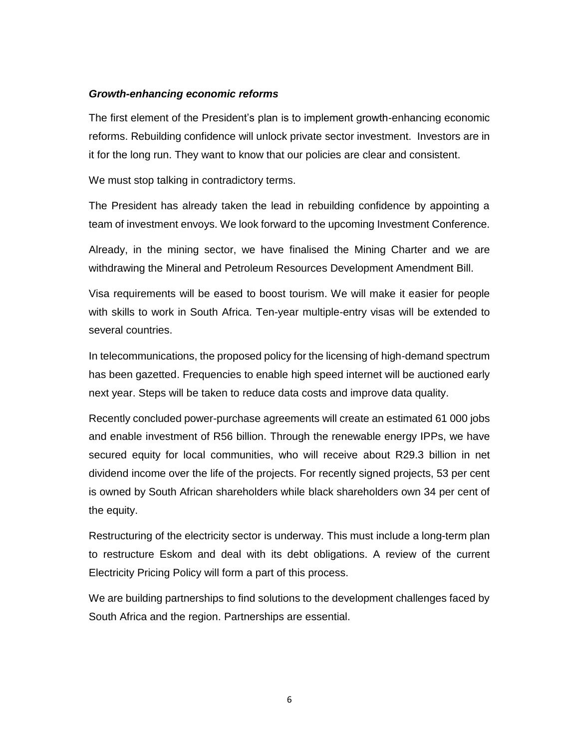***Growth-enhancing economic reforms***

The first element of the President's plan is to implement growth-enhancing economic reforms. Rebuilding confidence will unlock private sector investment. Investors are in it for the long run. They want to know that our policies are clear and consistent.

We must stop talking in contradictory terms.

The President has already taken the lead in rebuilding confidence by appointing a team of investment envoys. We look forward to the upcoming Investment Conference.

Already, in the mining sector, we have finalised the Mining Charter and we are withdrawing the Mineral and Petroleum Resources Development Amendment Bill.

Visa requirements will be eased to boost tourism. We will make it easier for people with skills to work in South Africa. Ten-year multiple-entry visas will be extended to several countries.

In telecommunications, the proposed policy for the licensing of high-demand spectrum has been gazetted. Frequencies to enable high speed internet will be auctioned early next year. Steps will be taken to reduce data costs and improve data quality.

Recently concluded power-purchase agreements will create an estimated 61 000 jobs and enable investment of R56 billion. Through the renewable energy IPPs, we have secured equity for local communities, who will receive about R29.3 billion in net dividend income over the life of the projects. For recently signed projects, 53 per cent is owned by South African shareholders while black shareholders own 34 per cent of the equity.

Restructuring of the electricity sector is underway. This must include a long-term plan to restructure Eskom and deal with its debt obligations. A review of the current Electricity Pricing Policy will form a part of this process.

We are building partnerships to find solutions to the development challenges faced by South Africa and the region. Partnerships are essential.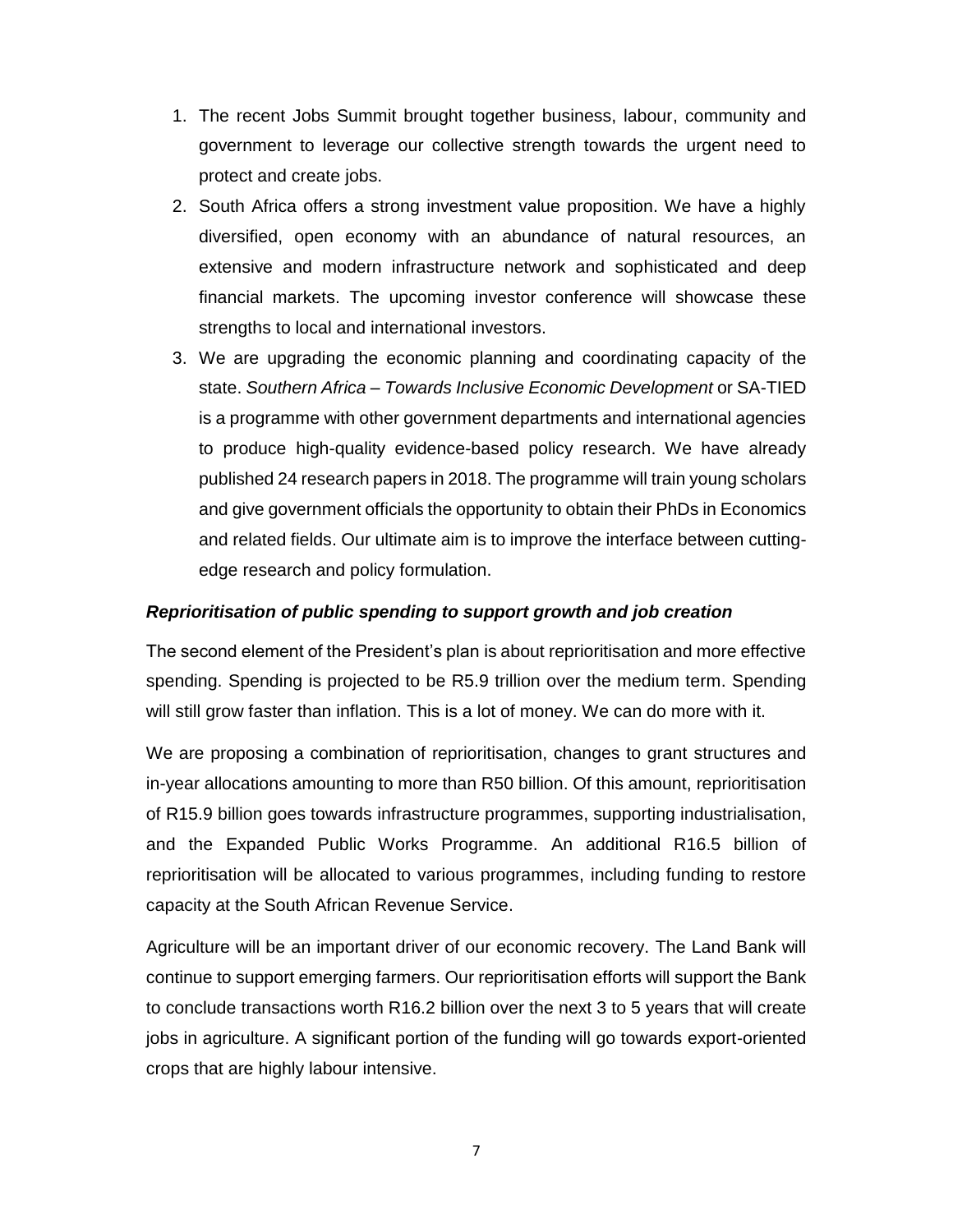1. The recent Jobs Summit brought together business, labour, community and government to leverage our collective strength towards the urgent need to protect and create jobs.
2. South Africa offers a strong investment value proposition. We have a highly diversified, open economy with an abundance of natural resources, an extensive and modern infrastructure network and sophisticated and deep financial markets. The upcoming investor conference will showcase these strengths to local and international investors.
3. We are upgrading the economic planning and coordinating capacity of the state. *Southern Africa – Towards Inclusive Economic Development* or SA-TIED is a programme with other government departments and international agencies to produce high-quality evidence-based policy research. We have already published 24 research papers in 2018. The programme will train young scholars and give government officials the opportunity to obtain their PhDs in Economics and related fields. Our ultimate aim is to improve the interface between cutting-edge research and policy formulation.

***Reprioritisation of public spending to support growth and job creation***

The second element of the President's plan is about reprioritisation and more effective spending. Spending is projected to be R5.9 trillion over the medium term. Spending will still grow faster than inflation. This is a lot of money. We can do more with it.

We are proposing a combination of reprioritisation, changes to grant structures and in-year allocations amounting to more than R50 billion. Of this amount, reprioritisation of R15.9 billion goes towards infrastructure programmes, supporting industrialisation, and the Expanded Public Works Programme. An additional R16.5 billion of reprioritisation will be allocated to various programmes, including funding to restore capacity at the South African Revenue Service.

Agriculture will be an important driver of our economic recovery. The Land Bank will continue to support emerging farmers. Our reprioritisation efforts will support the Bank to conclude transactions worth R16.2 billion over the next 3 to 5 years that will create jobs in agriculture. A significant portion of the funding will go towards export-oriented crops that are highly labour intensive.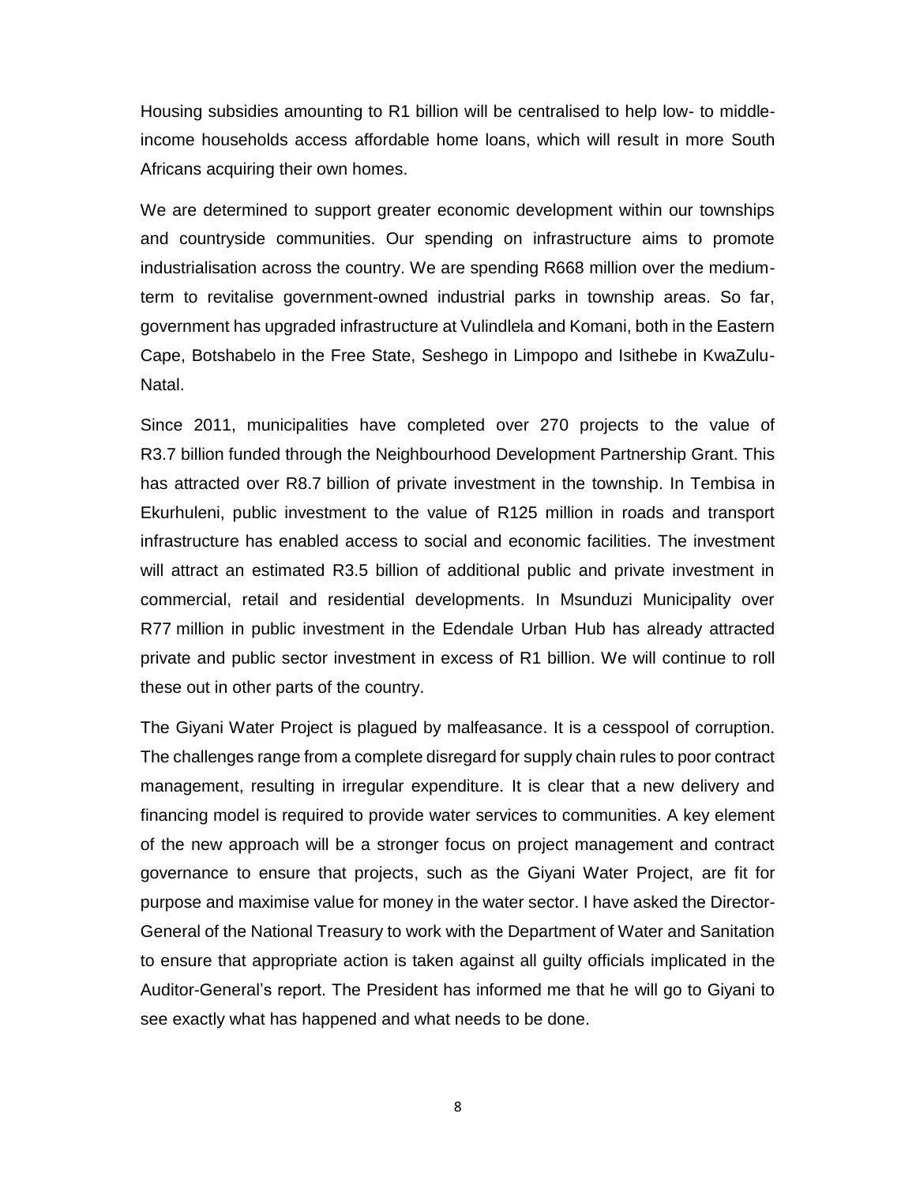Housing subsidies amounting to R1 billion will be centralised to help low- to middle-income households access affordable home loans, which will result in more South Africans acquiring their own homes.

We are determined to support greater economic development within our townships and countryside communities. Our spending on infrastructure aims to promote industrialisation across the country. We are spending R668 million over the medium-term to revitalise government-owned industrial parks in township areas. So far, government has upgraded infrastructure at Vulindlela and Komani, both in the Eastern Cape, Botshabelo in the Free State, Seshego in Limpopo and Isithebe in KwaZulu-Natal.

Since 2011, municipalities have completed over 270 projects to the value of R3.7 billion funded through the Neighbourhood Development Partnership Grant. This has attracted over R8.7 billion of private investment in the township. In Tembisa in Ekurhuleni, public investment to the value of R125 million in roads and transport infrastructure has enabled access to social and economic facilities. The investment will attract an estimated R3.5 billion of additional public and private investment in commercial, retail and residential developments. In Msunduzi Municipality over R77 million in public investment in the Edendale Urban Hub has already attracted private and public sector investment in excess of R1 billion. We will continue to roll these out in other parts of the country.

The Giyani Water Project is plagued by malfeasance. It is a cesspool of corruption. The challenges range from a complete disregard for supply chain rules to poor contract management, resulting in irregular expenditure. It is clear that a new delivery and financing model is required to provide water services to communities. A key element of the new approach will be a stronger focus on project management and contract governance to ensure that projects, such as the Giyani Water Project, are fit for purpose and maximise value for money in the water sector. I have asked the Director-General of the National Treasury to work with the Department of Water and Sanitation to ensure that appropriate action is taken against all guilty officials implicated in the Auditor-General's report. The President has informed me that he will go to Giyani to see exactly what has happened and what needs to be done.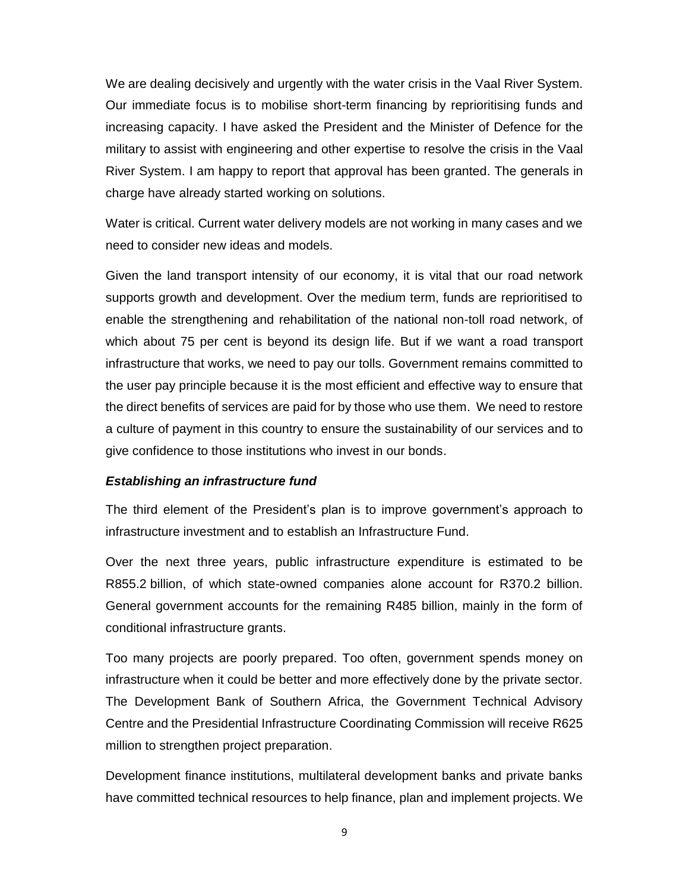We are dealing decisively and urgently with the water crisis in the Vaal River System. Our immediate focus is to mobilise short-term financing by reprioritising funds and increasing capacity. I have asked the President and the Minister of Defence for the military to assist with engineering and other expertise to resolve the crisis in the Vaal River System. I am happy to report that approval has been granted. The generals in charge have already started working on solutions.

Water is critical. Current water delivery models are not working in many cases and we need to consider new ideas and models.

Given the land transport intensity of our economy, it is vital that our road network supports growth and development. Over the medium term, funds are reprioritised to enable the strengthening and rehabilitation of the national non-toll road network, of which about 75 per cent is beyond its design life. But if we want a road transport infrastructure that works, we need to pay our tolls. Government remains committed to the user pay principle because it is the most efficient and effective way to ensure that the direct benefits of services are paid for by those who use them. We need to restore a culture of payment in this country to ensure the sustainability of our services and to give confidence to those institutions who invest in our bonds.

***Establishing an infrastructure fund***

The third element of the President's plan is to improve government's approach to infrastructure investment and to establish an Infrastructure Fund.

Over the next three years, public infrastructure expenditure is estimated to be R855.2 billion, of which state-owned companies alone account for R370.2 billion. General government accounts for the remaining R485 billion, mainly in the form of conditional infrastructure grants.

Too many projects are poorly prepared. Too often, government spends money on infrastructure when it could be better and more effectively done by the private sector. The Development Bank of Southern Africa, the Government Technical Advisory Centre and the Presidential Infrastructure Coordinating Commission will receive R625 million to strengthen project preparation.

Development finance institutions, multilateral development banks and private banks have committed technical resources to help finance, plan and implement projects. We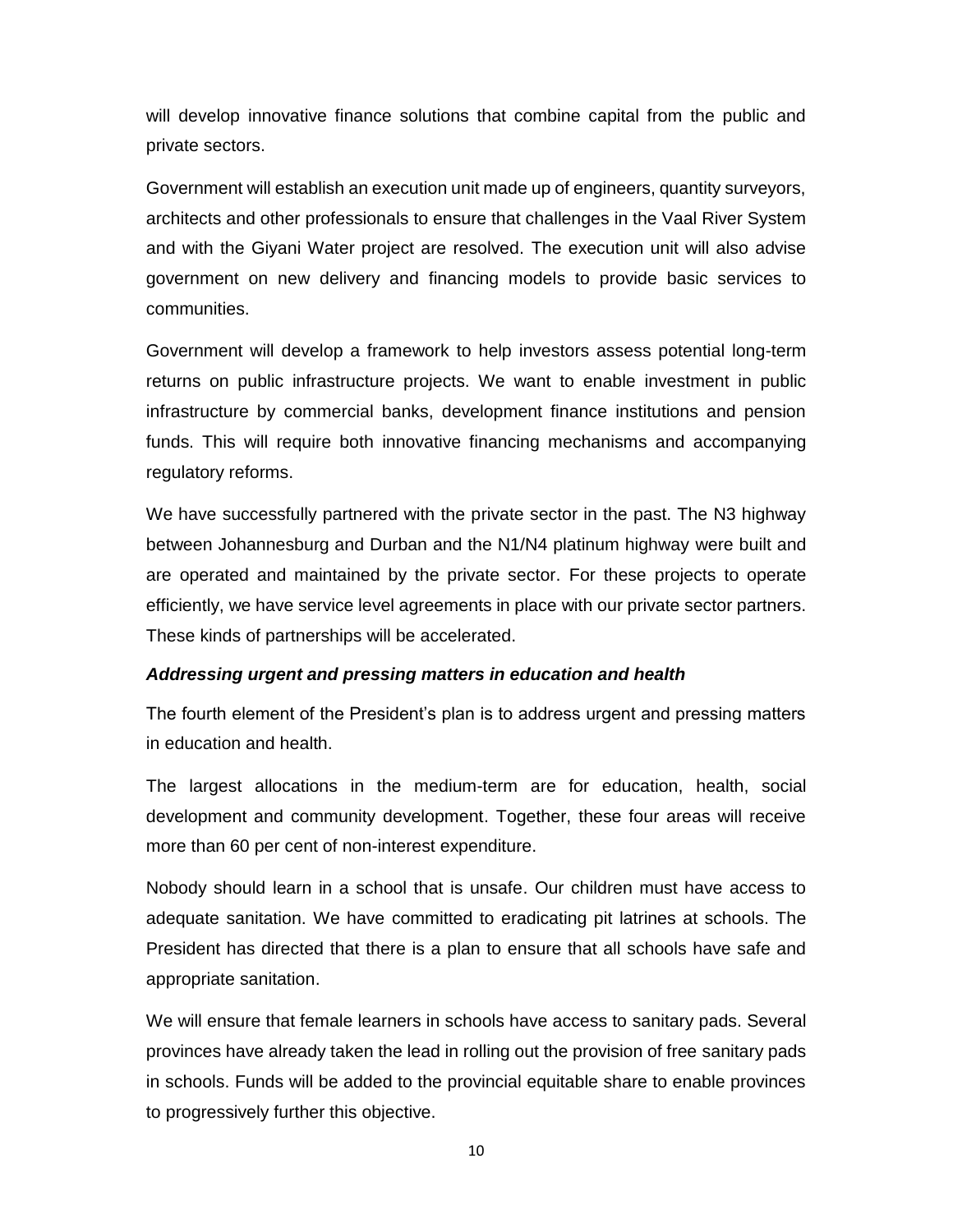will develop innovative finance solutions that combine capital from the public and private sectors.

Government will establish an execution unit made up of engineers, quantity surveyors, architects and other professionals to ensure that challenges in the Vaal River System and with the Giyani Water project are resolved. The execution unit will also advise government on new delivery and financing models to provide basic services to communities.

Government will develop a framework to help investors assess potential long-term returns on public infrastructure projects. We want to enable investment in public infrastructure by commercial banks, development finance institutions and pension funds. This will require both innovative financing mechanisms and accompanying regulatory reforms.

We have successfully partnered with the private sector in the past. The N3 highway between Johannesburg and Durban and the N1/N4 platinum highway were built and are operated and maintained by the private sector. For these projects to operate efficiently, we have service level agreements in place with our private sector partners. These kinds of partnerships will be accelerated.

***Addressing urgent and pressing matters in education and health***

The fourth element of the President's plan is to address urgent and pressing matters in education and health.

The largest allocations in the medium-term are for education, health, social development and community development. Together, these four areas will receive more than 60 per cent of non-interest expenditure.

Nobody should learn in a school that is unsafe. Our children must have access to adequate sanitation. We have committed to eradicating pit latrines at schools. The President has directed that there is a plan to ensure that all schools have safe and appropriate sanitation.

We will ensure that female learners in schools have access to sanitary pads. Several provinces have already taken the lead in rolling out the provision of free sanitary pads in schools. Funds will be added to the provincial equitable share to enable provinces to progressively further this objective.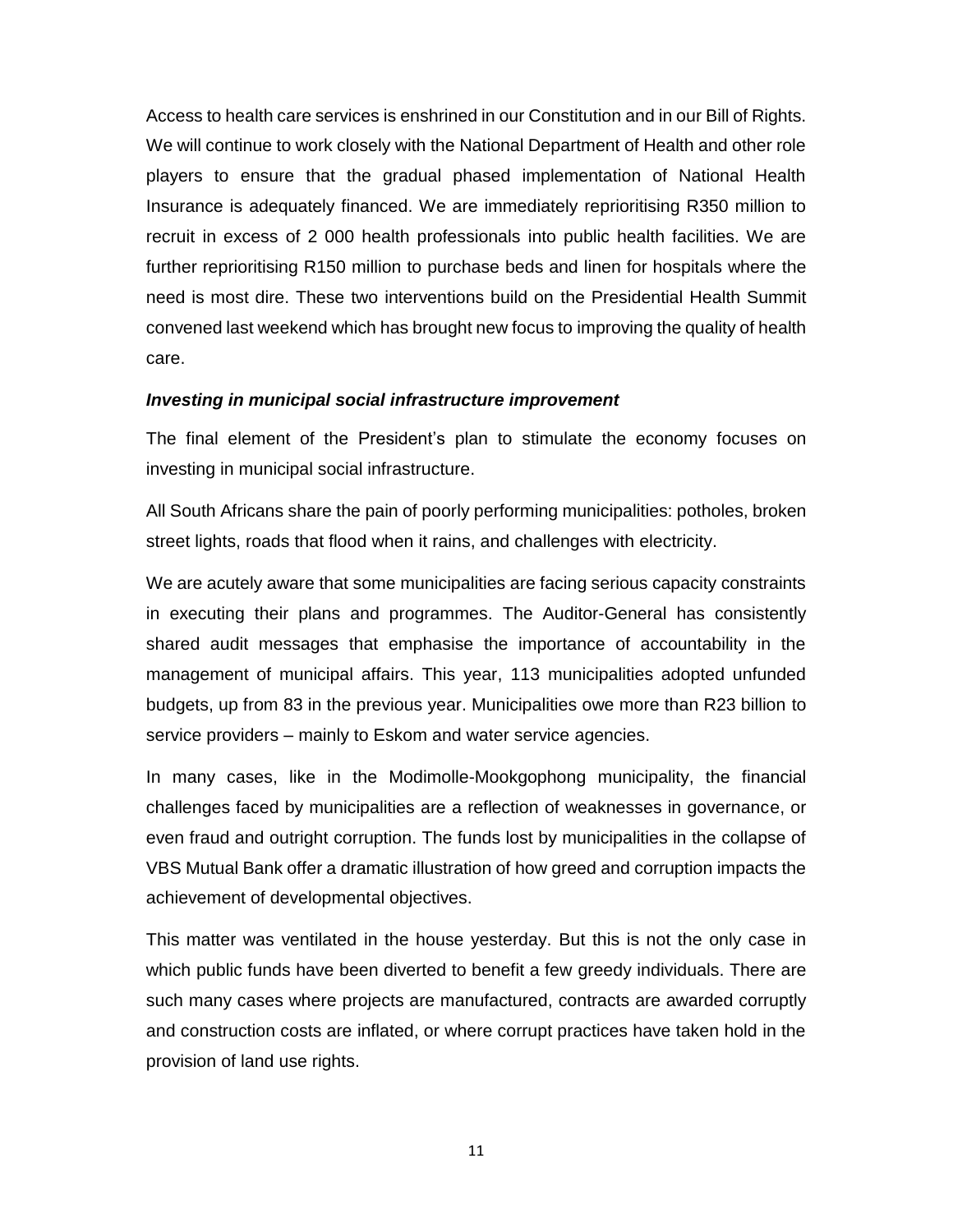Access to health care services is enshrined in our Constitution and in our Bill of Rights. We will continue to work closely with the National Department of Health and other role players to ensure that the gradual phased implementation of National Health Insurance is adequately financed. We are immediately reprioritising R350 million to recruit in excess of 2 000 health professionals into public health facilities. We are further reprioritising R150 million to purchase beds and linen for hospitals where the need is most dire. These two interventions build on the Presidential Health Summit convened last weekend which has brought new focus to improving the quality of health care.

***Investing in municipal social infrastructure improvement***

The final element of the President's plan to stimulate the economy focuses on investing in municipal social infrastructure.

All South Africans share the pain of poorly performing municipalities: potholes, broken street lights, roads that flood when it rains, and challenges with electricity.

We are acutely aware that some municipalities are facing serious capacity constraints in executing their plans and programmes. The Auditor-General has consistently shared audit messages that emphasise the importance of accountability in the management of municipal affairs. This year, 113 municipalities adopted unfunded budgets, up from 83 in the previous year. Municipalities owe more than R23 billion to service providers – mainly to Eskom and water service agencies.

In many cases, like in the Modimolle-Mookgophong municipality, the financial challenges faced by municipalities are a reflection of weaknesses in governance, or even fraud and outright corruption. The funds lost by municipalities in the collapse of VBS Mutual Bank offer a dramatic illustration of how greed and corruption impacts the achievement of developmental objectives.

This matter was ventilated in the house yesterday. But this is not the only case in which public funds have been diverted to benefit a few greedy individuals. There are such many cases where projects are manufactured, contracts are awarded corruptly and construction costs are inflated, or where corrupt practices have taken hold in the provision of land use rights.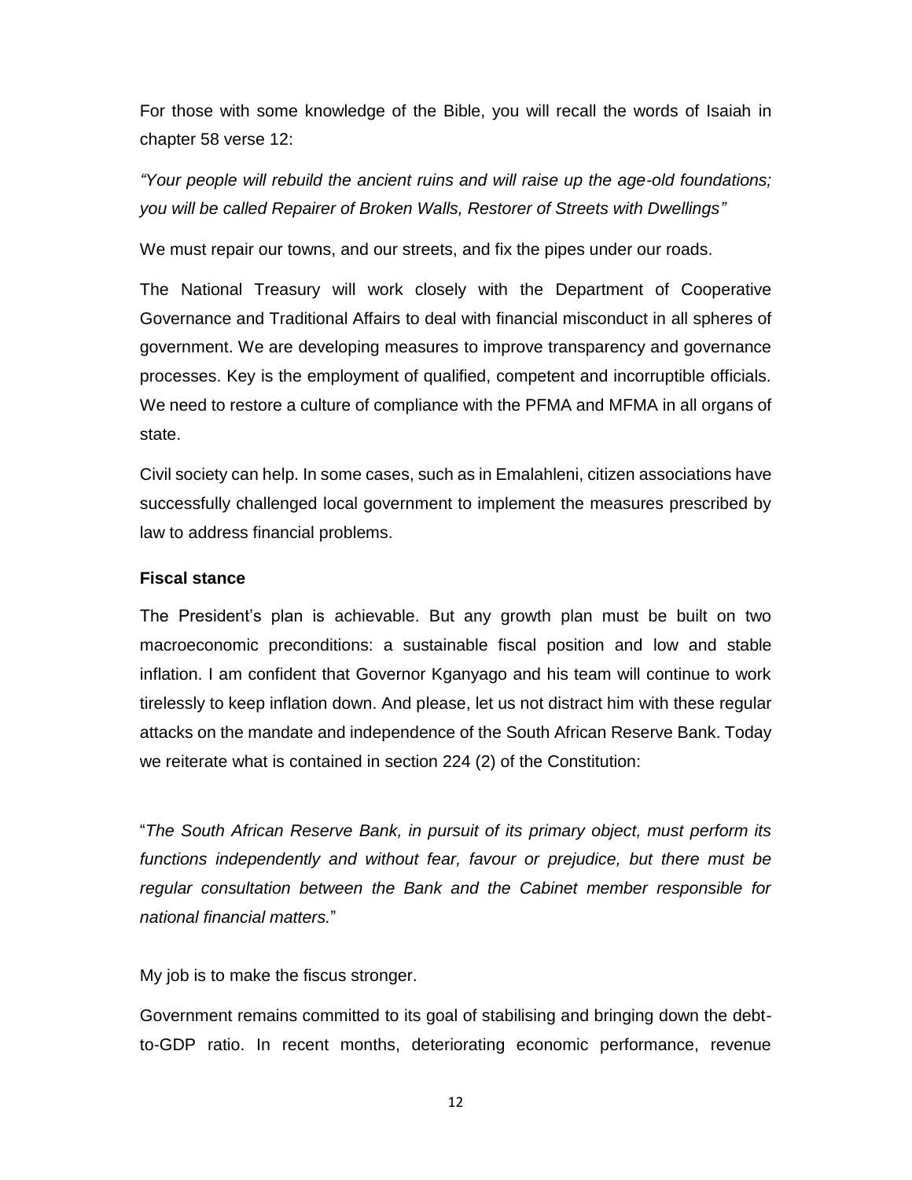For those with some knowledge of the Bible, you will recall the words of Isaiah in chapter 58 verse 12:

*"Your people will rebuild the ancient ruins and will raise up the age-old foundations; you will be called Repairer of Broken Walls, Restorer of Streets with Dwellings"*

We must repair our towns, and our streets, and fix the pipes under our roads.

The National Treasury will work closely with the Department of Cooperative Governance and Traditional Affairs to deal with financial misconduct in all spheres of government. We are developing measures to improve transparency and governance processes. Key is the employment of qualified, competent and incorruptible officials. We need to restore a culture of compliance with the PFMA and MFMA in all organs of state.

Civil society can help. In some cases, such as in Emalahleni, citizen associations have successfully challenged local government to implement the measures prescribed by law to address financial problems.

**Fiscal stance**

The President's plan is achievable. But any growth plan must be built on two macroeconomic preconditions: a sustainable fiscal position and low and stable inflation. I am confident that Governor Kganyago and his team will continue to work tirelessly to keep inflation down. And please, let us not distract him with these regular attacks on the mandate and independence of the South African Reserve Bank. Today we reiterate what is contained in section 224 (2) of the Constitution:

"*The South African Reserve Bank, in pursuit of its primary object, must perform its functions independently and without fear, favour or prejudice, but there must be regular consultation between the Bank and the Cabinet member responsible for national financial matters.*"

My job is to make the fiscus stronger.

Government remains committed to its goal of stabilising and bringing down the debt-to-GDP ratio. In recent months, deteriorating economic performance, revenue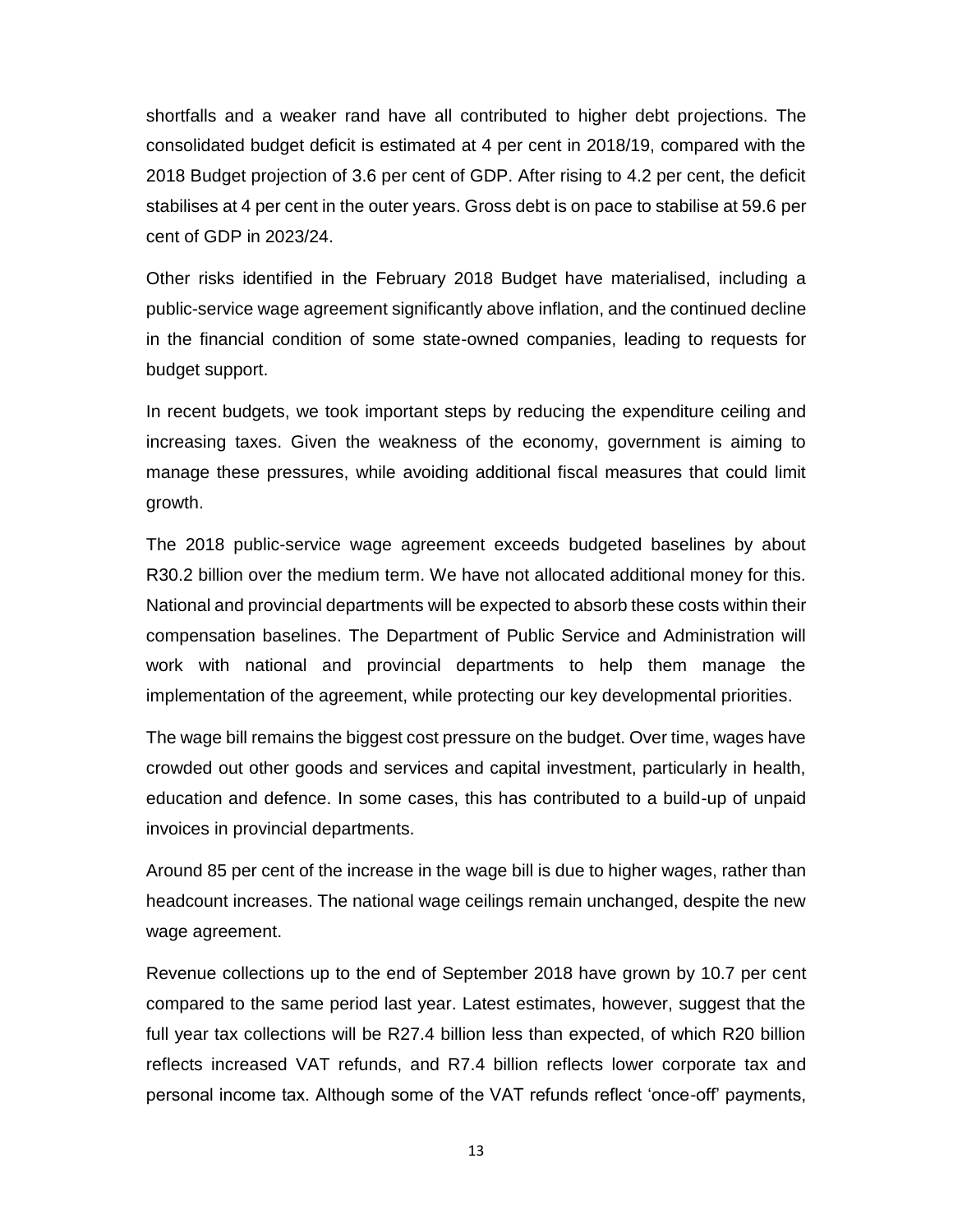shortfalls and a weaker rand have all contributed to higher debt projections. The consolidated budget deficit is estimated at 4 per cent in 2018/19, compared with the 2018 Budget projection of 3.6 per cent of GDP. After rising to 4.2 per cent, the deficit stabilises at 4 per cent in the outer years. Gross debt is on pace to stabilise at 59.6 per cent of GDP in 2023/24.

Other risks identified in the February 2018 Budget have materialised, including a public-service wage agreement significantly above inflation, and the continued decline in the financial condition of some state-owned companies, leading to requests for budget support.

In recent budgets, we took important steps by reducing the expenditure ceiling and increasing taxes. Given the weakness of the economy, government is aiming to manage these pressures, while avoiding additional fiscal measures that could limit growth.

The 2018 public-service wage agreement exceeds budgeted baselines by about R30.2 billion over the medium term. We have not allocated additional money for this. National and provincial departments will be expected to absorb these costs within their compensation baselines. The Department of Public Service and Administration will work with national and provincial departments to help them manage the implementation of the agreement, while protecting our key developmental priorities.

The wage bill remains the biggest cost pressure on the budget. Over time, wages have crowded out other goods and services and capital investment, particularly in health, education and defence. In some cases, this has contributed to a build-up of unpaid invoices in provincial departments.

Around 85 per cent of the increase in the wage bill is due to higher wages, rather than headcount increases. The national wage ceilings remain unchanged, despite the new wage agreement.

Revenue collections up to the end of September 2018 have grown by 10.7 per cent compared to the same period last year. Latest estimates, however, suggest that the full year tax collections will be R27.4 billion less than expected, of which R20 billion reflects increased VAT refunds, and R7.4 billion reflects lower corporate tax and personal income tax. Although some of the VAT refunds reflect 'once-off' payments,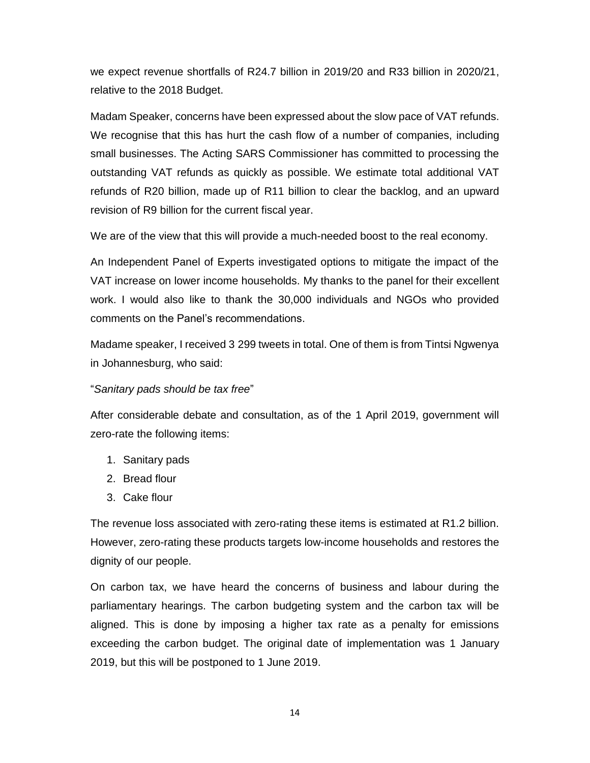we expect revenue shortfalls of R24.7 billion in 2019/20 and R33 billion in 2020/21, relative to the 2018 Budget.

Madam Speaker, concerns have been expressed about the slow pace of VAT refunds. We recognise that this has hurt the cash flow of a number of companies, including small businesses. The Acting SARS Commissioner has committed to processing the outstanding VAT refunds as quickly as possible. We estimate total additional VAT refunds of R20 billion, made up of R11 billion to clear the backlog, and an upward revision of R9 billion for the current fiscal year.

We are of the view that this will provide a much-needed boost to the real economy.

An Independent Panel of Experts investigated options to mitigate the impact of the VAT increase on lower income households. My thanks to the panel for their excellent work. I would also like to thank the 30,000 individuals and NGOs who provided comments on the Panel's recommendations.

Madame speaker, I received 3 299 tweets in total. One of them is from Tintsi Ngwenya in Johannesburg, who said:

"*Sanitary pads should be tax free*"

After considerable debate and consultation, as of the 1 April 2019, government will zero-rate the following items:

1. Sanitary pads
2. Bread flour
3. Cake flour

The revenue loss associated with zero-rating these items is estimated at R1.2 billion. However, zero-rating these products targets low-income households and restores the dignity of our people.

On carbon tax, we have heard the concerns of business and labour during the parliamentary hearings. The carbon budgeting system and the carbon tax will be aligned. This is done by imposing a higher tax rate as a penalty for emissions exceeding the carbon budget. The original date of implementation was 1 January 2019, but this will be postponed to 1 June 2019.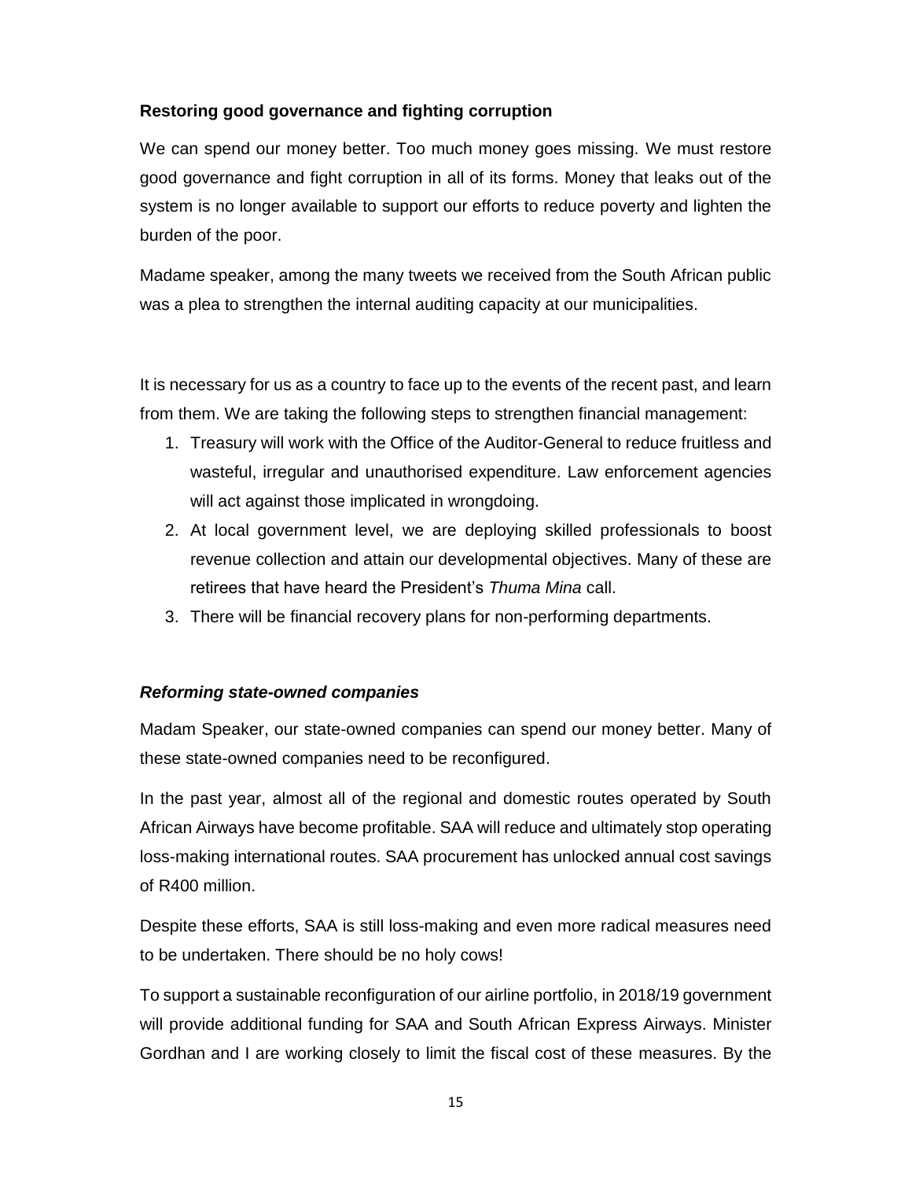**Restoring good governance and fighting corruption**

We can spend our money better. Too much money goes missing. We must restore good governance and fight corruption in all of its forms. Money that leaks out of the system is no longer available to support our efforts to reduce poverty and lighten the burden of the poor.

Madame speaker, among the many tweets we received from the South African public was a plea to strengthen the internal auditing capacity at our municipalities.

It is necessary for us as a country to face up to the events of the recent past, and learn from them. We are taking the following steps to strengthen financial management:

1. Treasury will work with the Office of the Auditor-General to reduce fruitless and wasteful, irregular and unauthorised expenditure. Law enforcement agencies will act against those implicated in wrongdoing.
2. At local government level, we are deploying skilled professionals to boost revenue collection and attain our developmental objectives. Many of these are retirees that have heard the President's *Thuma Mina* call.
3. There will be financial recovery plans for non-performing departments.

***Reforming state-owned companies***

Madam Speaker, our state-owned companies can spend our money better. Many of these state-owned companies need to be reconfigured.

In the past year, almost all of the regional and domestic routes operated by South African Airways have become profitable. SAA will reduce and ultimately stop operating loss-making international routes. SAA procurement has unlocked annual cost savings of R400 million.

Despite these efforts, SAA is still loss-making and even more radical measures need to be undertaken. There should be no holy cows!

To support a sustainable reconfiguration of our airline portfolio, in 2018/19 government will provide additional funding for SAA and South African Express Airways. Minister Gordhan and I are working closely to limit the fiscal cost of these measures. By the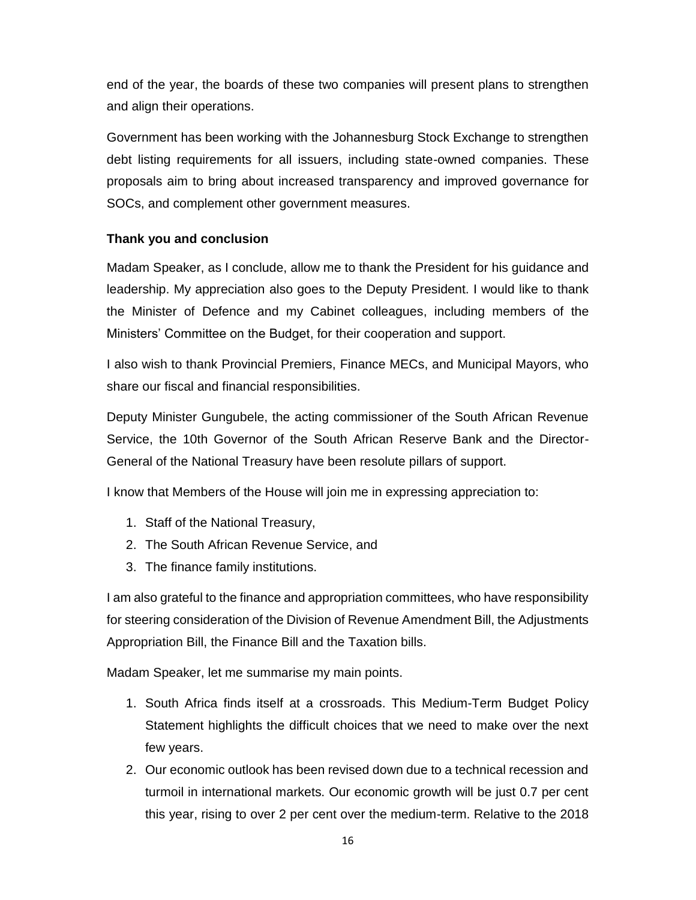end of the year, the boards of these two companies will present plans to strengthen and align their operations.

Government has been working with the Johannesburg Stock Exchange to strengthen debt listing requirements for all issuers, including state-owned companies. These proposals aim to bring about increased transparency and improved governance for SOCs, and complement other government measures.

**Thank you and conclusion**

Madam Speaker, as I conclude, allow me to thank the President for his guidance and leadership. My appreciation also goes to the Deputy President. I would like to thank the Minister of Defence and my Cabinet colleagues, including members of the Ministers' Committee on the Budget, for their cooperation and support.

I also wish to thank Provincial Premiers, Finance MECs, and Municipal Mayors, who share our fiscal and financial responsibilities.

Deputy Minister Gungubele, the acting commissioner of the South African Revenue Service, the 10th Governor of the South African Reserve Bank and the Director-General of the National Treasury have been resolute pillars of support.

I know that Members of the House will join me in expressing appreciation to:

1. Staff of the National Treasury,
2. The South African Revenue Service, and
3. The finance family institutions.

I am also grateful to the finance and appropriation committees, who have responsibility for steering consideration of the Division of Revenue Amendment Bill, the Adjustments Appropriation Bill, the Finance Bill and the Taxation bills.

Madam Speaker, let me summarise my main points.

1. South Africa finds itself at a crossroads. This Medium-Term Budget Policy Statement highlights the difficult choices that we need to make over the next few years.
2. Our economic outlook has been revised down due to a technical recession and turmoil in international markets. Our economic growth will be just 0.7 per cent this year, rising to over 2 per cent over the medium-term. Relative to the 2018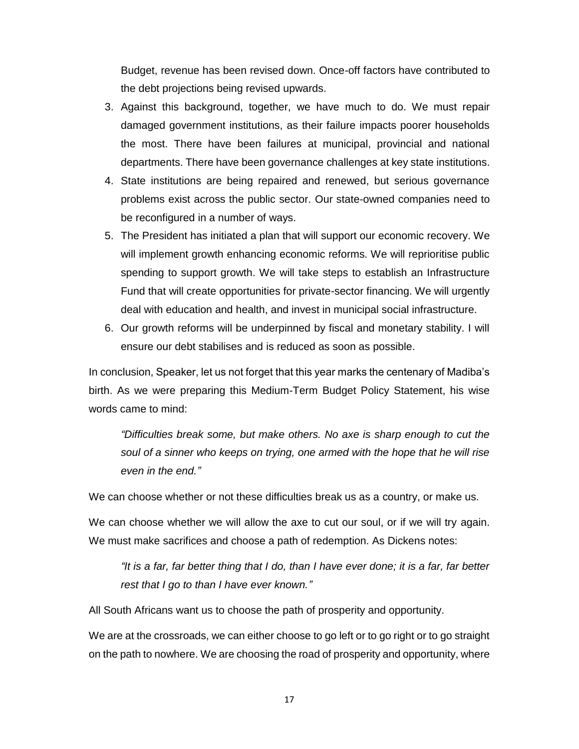Budget, revenue has been revised down. Once-off factors have contributed to the debt projections being revised upwards.

3. Against this background, together, we have much to do. We must repair damaged government institutions, as their failure impacts poorer households the most. There have been failures at municipal, provincial and national departments. There have been governance challenges at key state institutions.
4. State institutions are being repaired and renewed, but serious governance problems exist across the public sector. Our state-owned companies need to be reconfigured in a number of ways.
5. The President has initiated a plan that will support our economic recovery. We will implement growth enhancing economic reforms. We will reprioritise public spending to support growth. We will take steps to establish an Infrastructure Fund that will create opportunities for private-sector financing. We will urgently deal with education and health, and invest in municipal social infrastructure.
6. Our growth reforms will be underpinned by fiscal and monetary stability. I will ensure our debt stabilises and is reduced as soon as possible.

In conclusion, Speaker, let us not forget that this year marks the centenary of Madiba's birth. As we were preparing this Medium-Term Budget Policy Statement, his wise words came to mind:

> *"Difficulties break some, but make others. No axe is sharp enough to cut the soul of a sinner who keeps on trying, one armed with the hope that he will rise even in the end."*

We can choose whether or not these difficulties break us as a country, or make us.

We can choose whether we will allow the axe to cut our soul, or if we will try again. We must make sacrifices and choose a path of redemption. As Dickens notes:

> *"It is a far, far better thing that I do, than I have ever done; it is a far, far better rest that I go to than I have ever known."*

All South Africans want us to choose the path of prosperity and opportunity.

We are at the crossroads, we can either choose to go left or to go right or to go straight on the path to nowhere. We are choosing the road of prosperity and opportunity, where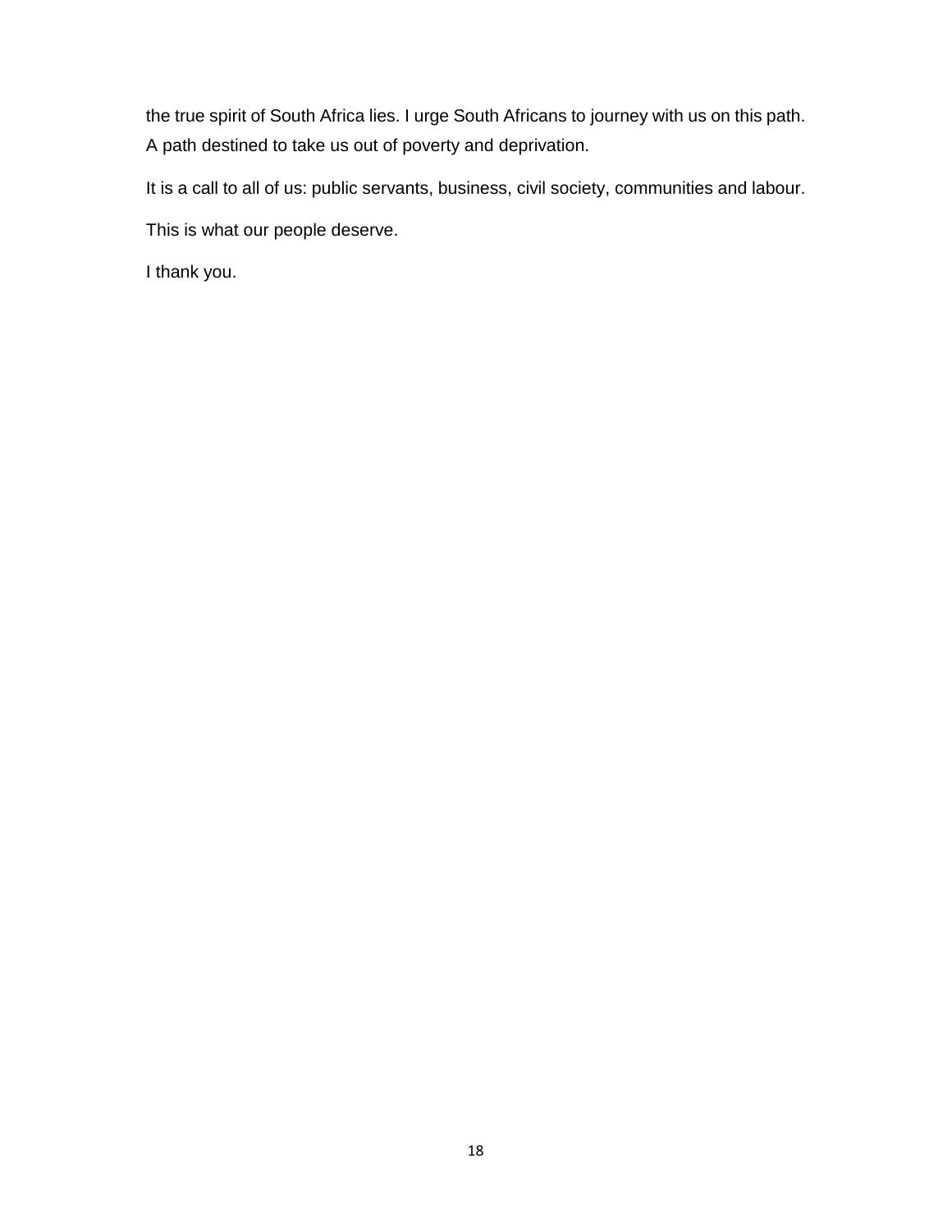the true spirit of South Africa lies. I urge South Africans to journey with us on this path. A path destined to take us out of poverty and deprivation.

It is a call to all of us: public servants, business, civil society, communities and labour.

This is what our people deserve.

I thank you.